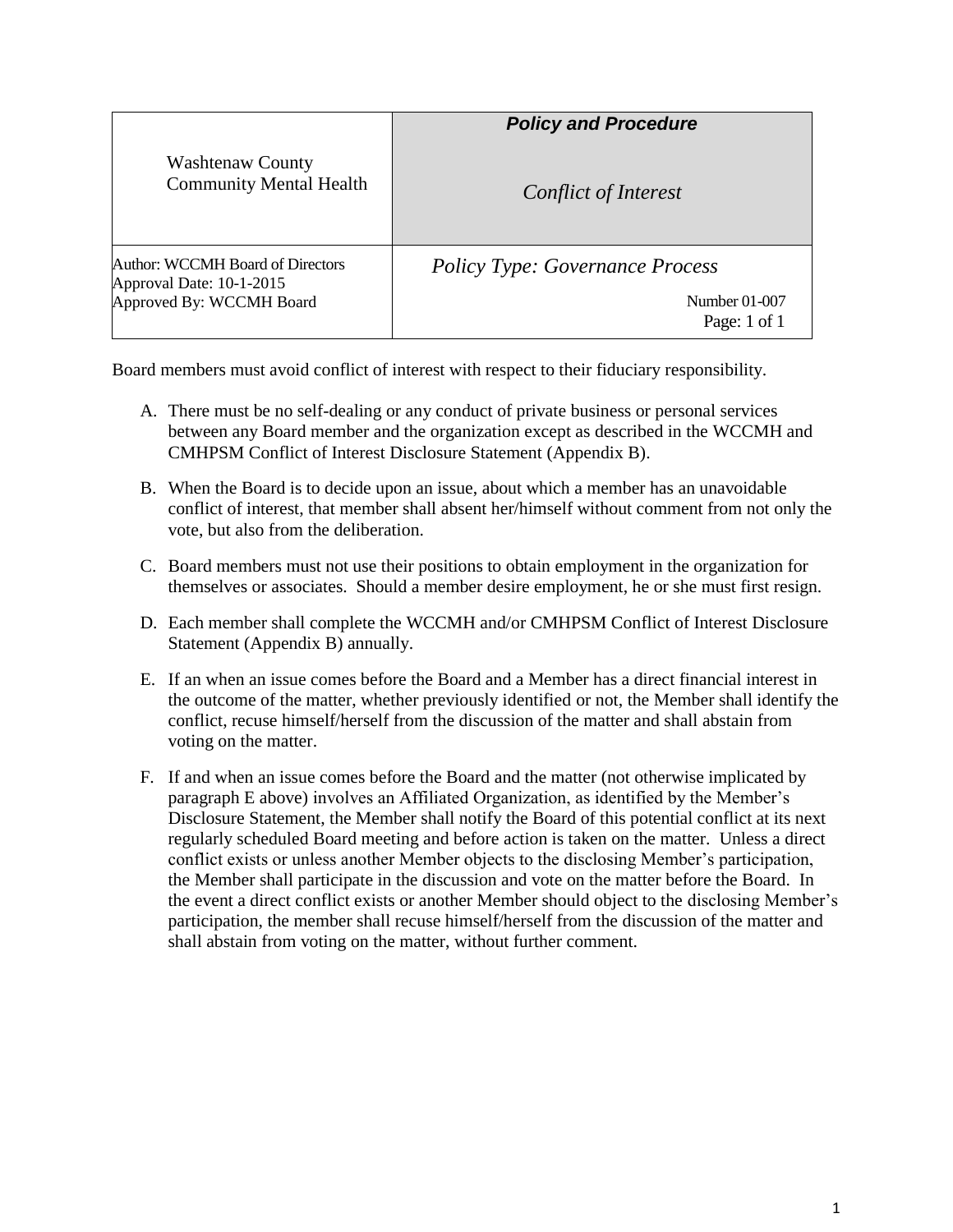| Washtenaw County Community Mental Health | ***Policy and Procedure*** <br><br> *Conflict of Interest* |
|---|---|
| Author: WCCMH Board of Directors<br>Approval Date: 10-1-2015<br>Approved By: WCCMH Board | *Policy Type: Governance Process*<br><br>Number 01-007<br>Page: 1 of 1 |

Board members must avoid conflict of interest with respect to their fiduciary responsibility.

A. There must be no self-dealing or any conduct of private business or personal services between any Board member and the organization except as described in the WCCMH and CMHPSM Conflict of Interest Disclosure Statement (Appendix B).

B. When the Board is to decide upon an issue, about which a member has an unavoidable conflict of interest, that member shall absent her/himself without comment from not only the vote, but also from the deliberation.

C. Board members must not use their positions to obtain employment in the organization for themselves or associates. Should a member desire employment, he or she must first resign.

D. Each member shall complete the WCCMH and/or CMHPSM Conflict of Interest Disclosure Statement (Appendix B) annually.

E. If an when an issue comes before the Board and a Member has a direct financial interest in the outcome of the matter, whether previously identified or not, the Member shall identify the conflict, recuse himself/herself from the discussion of the matter and shall abstain from voting on the matter.

F. If and when an issue comes before the Board and the matter (not otherwise implicated by paragraph E above) involves an Affiliated Organization, as identified by the Member's Disclosure Statement, the Member shall notify the Board of this potential conflict at its next regularly scheduled Board meeting and before action is taken on the matter. Unless a direct conflict exists or unless another Member objects to the disclosing Member's participation, the Member shall participate in the discussion and vote on the matter before the Board. In the event a direct conflict exists or another Member should object to the disclosing Member's participation, the member shall recuse himself/herself from the discussion of the matter and shall abstain from voting on the matter, without further comment.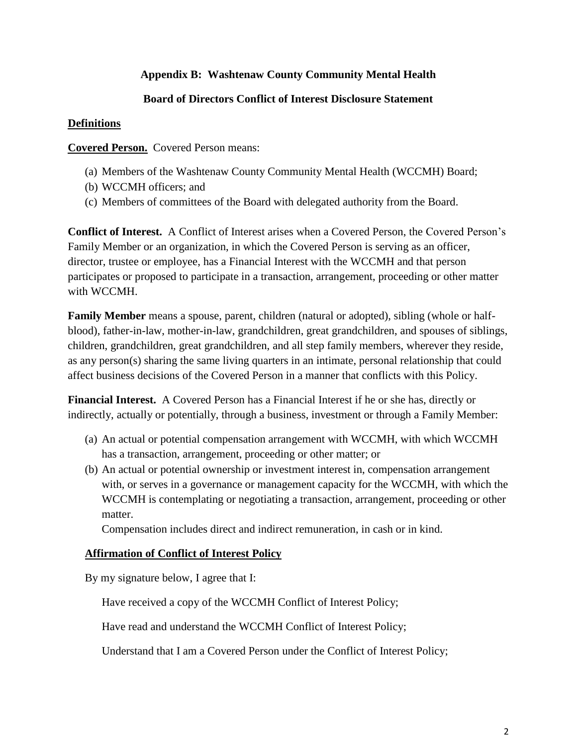**Appendix B: Washtenaw County Community Mental Health**

**Board of Directors Conflict of Interest Disclosure Statement**

**Definitions**

**Covered Person.** Covered Person means:

(a) Members of the Washtenaw County Community Mental Health (WCCMH) Board;
(b) WCCMH officers; and
(c) Members of committees of the Board with delegated authority from the Board.

**Conflict of Interest.** A Conflict of Interest arises when a Covered Person, the Covered Person's Family Member or an organization, in which the Covered Person is serving as an officer, director, trustee or employee, has a Financial Interest with the WCCMH and that person participates or proposed to participate in a transaction, arrangement, proceeding or other matter with WCCMH.

**Family Member** means a spouse, parent, children (natural or adopted), sibling (whole or half-blood), father-in-law, mother-in-law, grandchildren, great grandchildren, and spouses of siblings, children, grandchildren, great grandchildren, and all step family members, wherever they reside, as any person(s) sharing the same living quarters in an intimate, personal relationship that could affect business decisions of the Covered Person in a manner that conflicts with this Policy.

**Financial Interest.** A Covered Person has a Financial Interest if he or she has, directly or indirectly, actually or potentially, through a business, investment or through a Family Member:

(a) An actual or potential compensation arrangement with WCCMH, with which WCCMH has a transaction, arrangement, proceeding or other matter; or
(b) An actual or potential ownership or investment interest in, compensation arrangement with, or serves in a governance or management capacity for the WCCMH, with which the WCCMH is contemplating or negotiating a transaction, arrangement, proceeding or other matter.

Compensation includes direct and indirect remuneration, in cash or in kind.

**Affirmation of Conflict of Interest Policy**

By my signature below, I agree that I:

Have received a copy of the WCCMH Conflict of Interest Policy;

Have read and understand the WCCMH Conflict of Interest Policy;

Understand that I am a Covered Person under the Conflict of Interest Policy;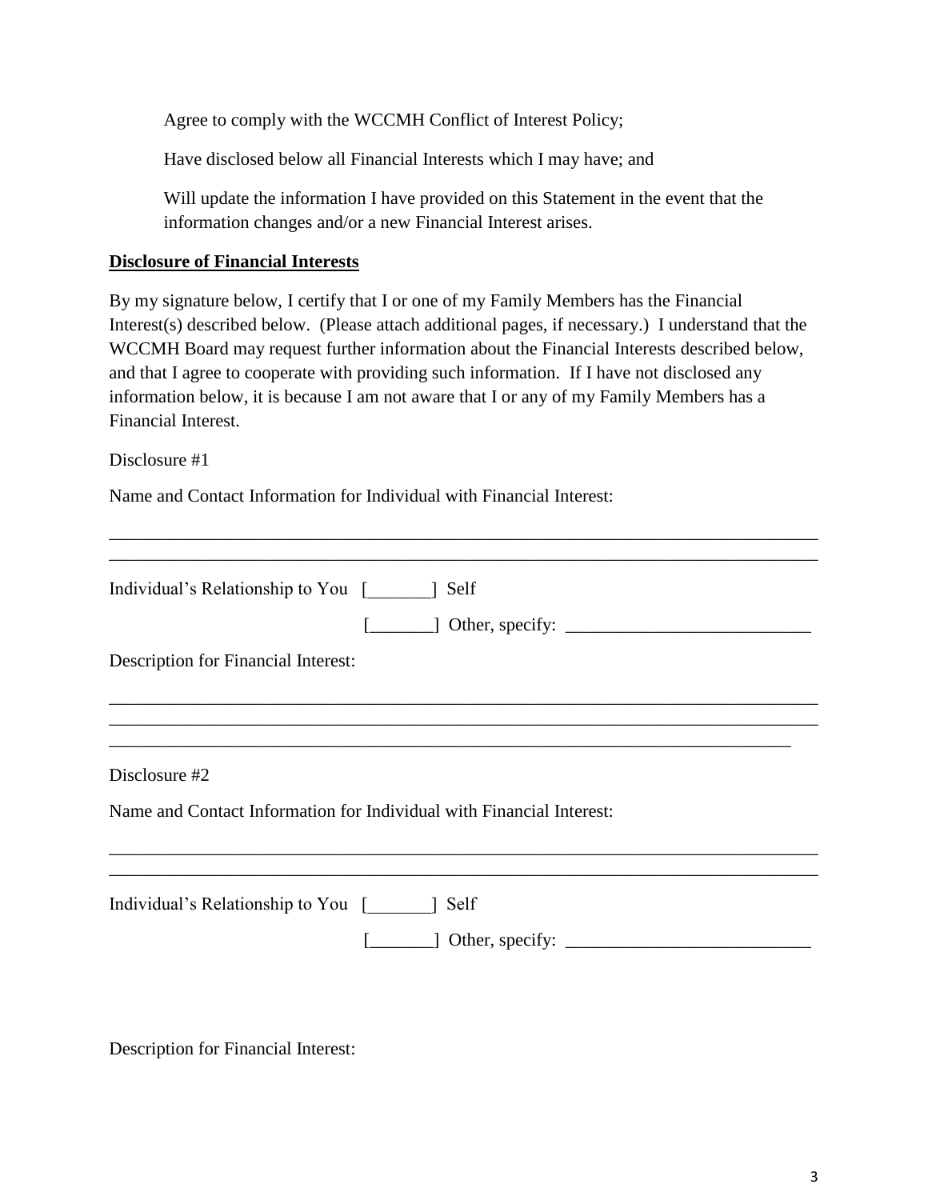Agree to comply with the WCCMH Conflict of Interest Policy;

Have disclosed below all Financial Interests which I may have; and

Will update the information I have provided on this Statement in the event that the information changes and/or a new Financial Interest arises.

**Disclosure of Financial Interests**

By my signature below, I certify that I or one of my Family Members has the Financial Interest(s) described below. (Please attach additional pages, if necessary.) I understand that the WCCMH Board may request further information about the Financial Interests described below, and that I agree to cooperate with providing such information. If I have not disclosed any information below, it is because I am not aware that I or any of my Family Members has a Financial Interest.

Disclosure #1

Name and Contact Information for Individual with Financial Interest:

\_\_\_\_\_\_\_\_\_\_\_\_\_\_\_\_\_\_\_\_\_\_\_\_\_\_\_\_\_\_\_\_\_\_\_\_\_\_\_\_\_\_\_\_\_\_\_\_\_\_\_\_\_\_\_\_\_\_\_\_\_\_\_\_\_\_\_\_\_\_\_\_\_\_\_\_
\_\_\_\_\_\_\_\_\_\_\_\_\_\_\_\_\_\_\_\_\_\_\_\_\_\_\_\_\_\_\_\_\_\_\_\_\_\_\_\_\_\_\_\_\_\_\_\_\_\_\_\_\_\_\_\_\_\_\_\_\_\_\_\_\_\_\_\_\_\_\_\_\_\_\_\_

Individual's Relationship to You [\_\_\_\_\_\_\_] Self

[\_\_\_\_\_\_\_] Other, specify: \_\_\_\_\_\_\_\_\_\_\_\_\_\_\_\_\_\_\_\_\_\_\_\_\_\_\_

Description for Financial Interest:

\_\_\_\_\_\_\_\_\_\_\_\_\_\_\_\_\_\_\_\_\_\_\_\_\_\_\_\_\_\_\_\_\_\_\_\_\_\_\_\_\_\_\_\_\_\_\_\_\_\_\_\_\_\_\_\_\_\_\_\_\_\_\_\_\_\_\_\_\_\_\_\_\_\_\_\_
\_\_\_\_\_\_\_\_\_\_\_\_\_\_\_\_\_\_\_\_\_\_\_\_\_\_\_\_\_\_\_\_\_\_\_\_\_\_\_\_\_\_\_\_\_\_\_\_\_\_\_\_\_\_\_\_\_\_\_\_\_\_\_\_\_\_\_\_\_\_\_\_\_\_\_\_
\_\_\_\_\_\_\_\_\_\_\_\_\_\_\_\_\_\_\_\_\_\_\_\_\_\_\_\_\_\_\_\_\_\_\_\_\_\_\_\_\_\_\_\_\_\_\_\_\_\_\_\_\_\_\_\_\_\_\_\_\_\_\_\_\_\_\_\_\_\_\_\_\_\_

Disclosure #2

Name and Contact Information for Individual with Financial Interest:

\_\_\_\_\_\_\_\_\_\_\_\_\_\_\_\_\_\_\_\_\_\_\_\_\_\_\_\_\_\_\_\_\_\_\_\_\_\_\_\_\_\_\_\_\_\_\_\_\_\_\_\_\_\_\_\_\_\_\_\_\_\_\_\_\_\_\_\_\_\_\_\_\_\_\_\_
\_\_\_\_\_\_\_\_\_\_\_\_\_\_\_\_\_\_\_\_\_\_\_\_\_\_\_\_\_\_\_\_\_\_\_\_\_\_\_\_\_\_\_\_\_\_\_\_\_\_\_\_\_\_\_\_\_\_\_\_\_\_\_\_\_\_\_\_\_\_\_\_\_\_\_\_

Individual's Relationship to You [\_\_\_\_\_\_\_] Self

[\_\_\_\_\_\_\_] Other, specify: \_\_\_\_\_\_\_\_\_\_\_\_\_\_\_\_\_\_\_\_\_\_\_\_\_\_\_

Description for Financial Interest: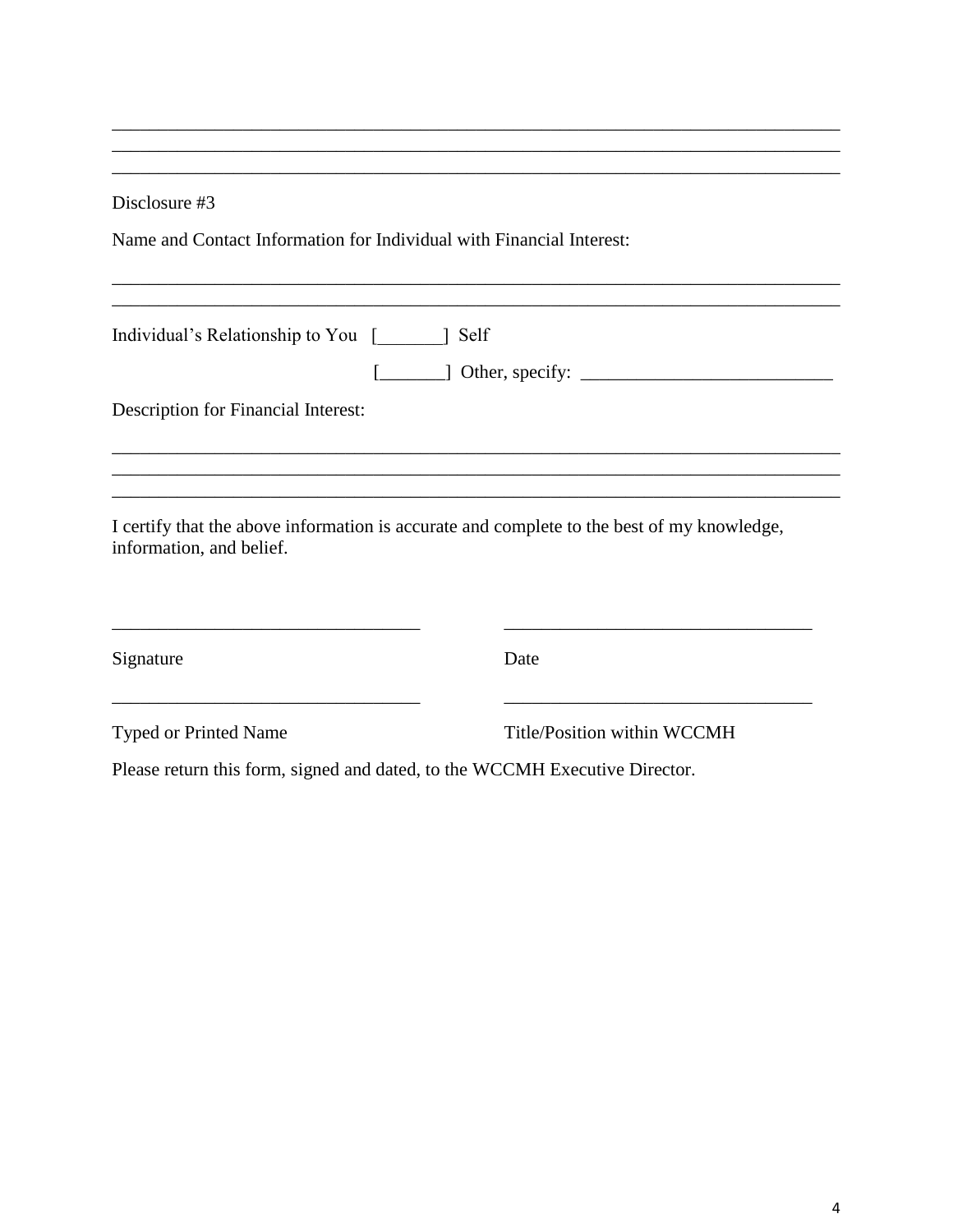\_\_\_\_\_\_\_\_\_\_\_\_\_\_\_\_\_\_\_\_\_\_\_\_\_\_\_\_\_\_\_\_\_\_\_\_\_\_\_\_\_\_\_\_\_\_\_\_\_\_\_\_\_\_\_\_\_\_\_\_\_\_\_\_\_\_\_\_\_\_\_\_\_\_\_\_
\_\_\_\_\_\_\_\_\_\_\_\_\_\_\_\_\_\_\_\_\_\_\_\_\_\_\_\_\_\_\_\_\_\_\_\_\_\_\_\_\_\_\_\_\_\_\_\_\_\_\_\_\_\_\_\_\_\_\_\_\_\_\_\_\_\_\_\_\_\_\_\_\_\_\_\_
\_\_\_\_\_\_\_\_\_\_\_\_\_\_\_\_\_\_\_\_\_\_\_\_\_\_\_\_\_\_\_\_\_\_\_\_\_\_\_\_\_\_\_\_\_\_\_\_\_\_\_\_\_\_\_\_\_\_\_\_\_\_\_\_\_\_\_\_\_\_\_\_\_\_\_\_

Disclosure #3

Name and Contact Information for Individual with Financial Interest:

\_\_\_\_\_\_\_\_\_\_\_\_\_\_\_\_\_\_\_\_\_\_\_\_\_\_\_\_\_\_\_\_\_\_\_\_\_\_\_\_\_\_\_\_\_\_\_\_\_\_\_\_\_\_\_\_\_\_\_\_\_\_\_\_\_\_\_\_\_\_\_\_\_\_\_\_
\_\_\_\_\_\_\_\_\_\_\_\_\_\_\_\_\_\_\_\_\_\_\_\_\_\_\_\_\_\_\_\_\_\_\_\_\_\_\_\_\_\_\_\_\_\_\_\_\_\_\_\_\_\_\_\_\_\_\_\_\_\_\_\_\_\_\_\_\_\_\_\_\_\_\_\_

Individual's Relationship to You [\_\_\_\_\_\_\_] Self

[\_\_\_\_\_\_\_] Other, specify: \_\_\_\_\_\_\_\_\_\_\_\_\_\_\_\_\_\_\_\_\_\_\_\_\_\_\_

Description for Financial Interest:

\_\_\_\_\_\_\_\_\_\_\_\_\_\_\_\_\_\_\_\_\_\_\_\_\_\_\_\_\_\_\_\_\_\_\_\_\_\_\_\_\_\_\_\_\_\_\_\_\_\_\_\_\_\_\_\_\_\_\_\_\_\_\_\_\_\_\_\_\_\_\_\_\_\_\_\_
\_\_\_\_\_\_\_\_\_\_\_\_\_\_\_\_\_\_\_\_\_\_\_\_\_\_\_\_\_\_\_\_\_\_\_\_\_\_\_\_\_\_\_\_\_\_\_\_\_\_\_\_\_\_\_\_\_\_\_\_\_\_\_\_\_\_\_\_\_\_\_\_\_\_\_\_
\_\_\_\_\_\_\_\_\_\_\_\_\_\_\_\_\_\_\_\_\_\_\_\_\_\_\_\_\_\_\_\_\_\_\_\_\_\_\_\_\_\_\_\_\_\_\_\_\_\_\_\_\_\_\_\_\_\_\_\_\_\_\_\_\_\_\_\_\_\_\_\_\_\_\_\_

I certify that the above information is accurate and complete to the best of my knowledge, information, and belief.

| | |
|---|---|
| \_\_\_\_\_\_\_\_\_\_\_\_\_\_\_\_\_\_\_\_\_\_\_\_\_\_\_\_\_\_\_\_\_ | \_\_\_\_\_\_\_\_\_\_\_\_\_\_\_\_\_\_\_\_\_\_\_\_\_\_\_\_\_\_\_\_\_ |
| Signature | Date |
| \_\_\_\_\_\_\_\_\_\_\_\_\_\_\_\_\_\_\_\_\_\_\_\_\_\_\_\_\_\_\_\_\_ | \_\_\_\_\_\_\_\_\_\_\_\_\_\_\_\_\_\_\_\_\_\_\_\_\_\_\_\_\_\_\_\_\_ |
| Typed or Printed Name | Title/Position within WCCMH |

Please return this form, signed and dated, to the WCCMH Executive Director.